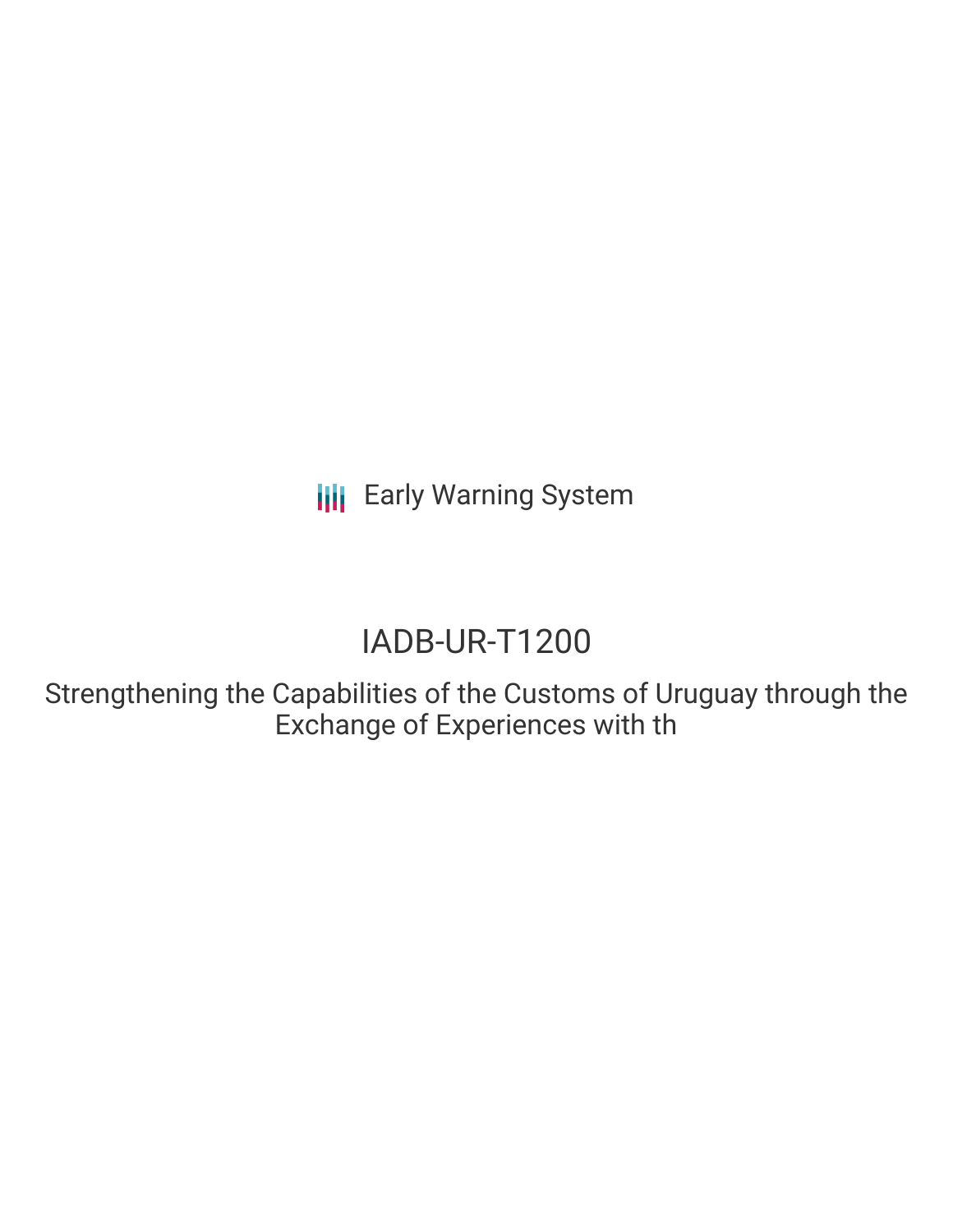Early Warning System

# IADB-UR-T1200

## Strengthening the Capabilities of the Customs of Uruguay through the Exchange of Experiences with th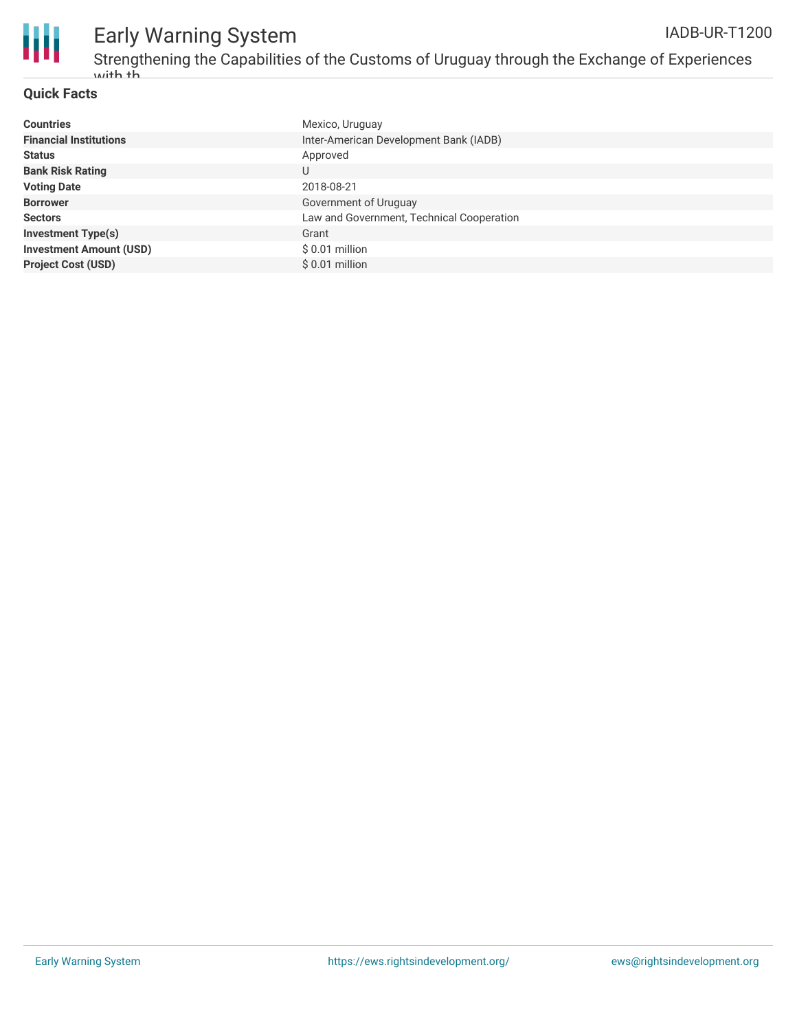## Quick Facts

| | |
|---|---|
| **Countries** | Mexico, Uruguay |
| **Financial Institutions** | Inter-American Development Bank (IADB) |
| **Status** | Approved |
| **Bank Risk Rating** | U |
| **Voting Date** | 2018-08-21 |
| **Borrower** | Government of Uruguay |
| **Sectors** | Law and Government, Technical Cooperation |
| **Investment Type(s)** | Grant |
| **Investment Amount (USD)** | $ 0.01 million |
| **Project Cost (USD)** | $ 0.01 million |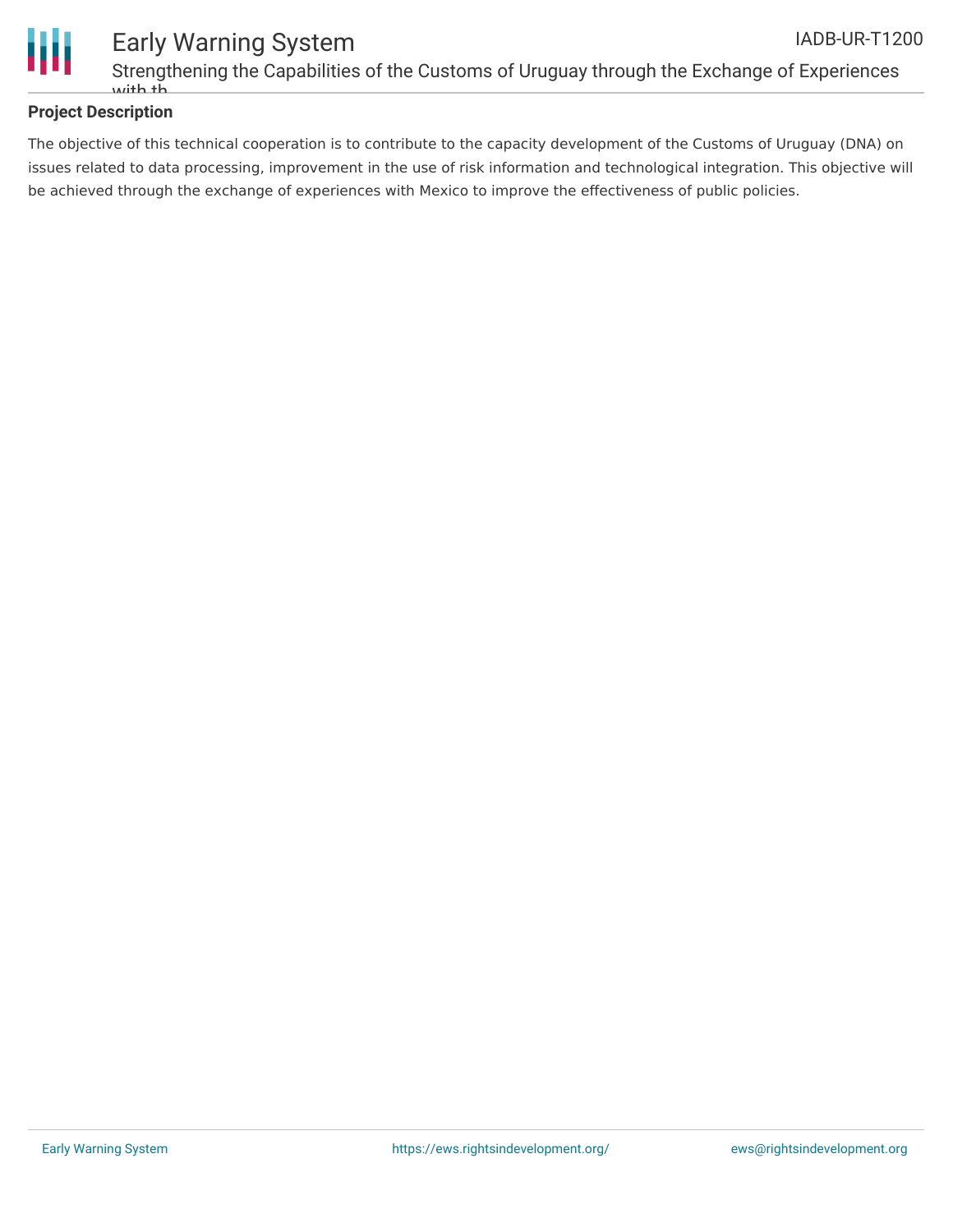## Project Description

The objective of this technical cooperation is to contribute to the capacity development of the Customs of Uruguay (DNA) on issues related to data processing, improvement in the use of risk information and technological integration. This objective will be achieved through the exchange of experiences with Mexico to improve the effectiveness of public policies.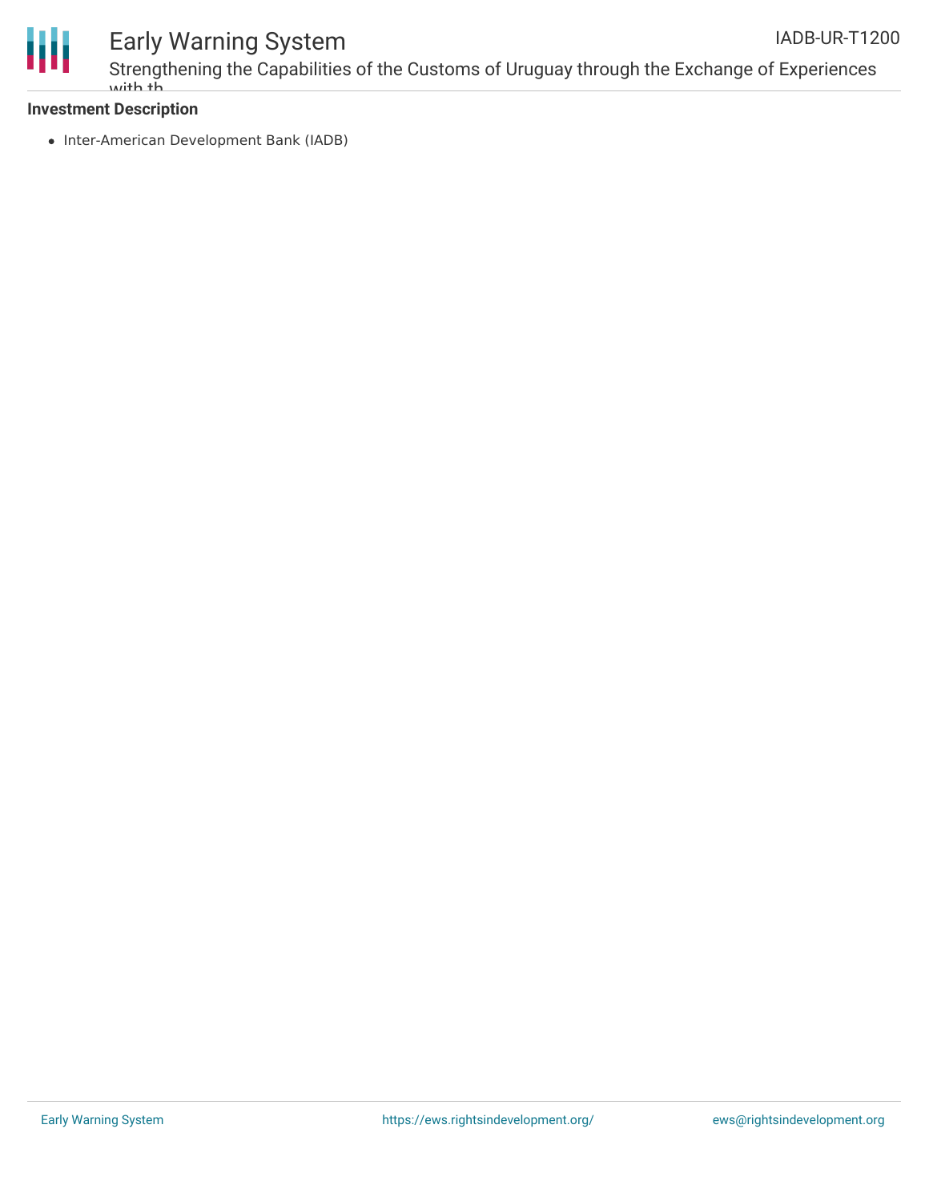**Investment Description**

- Inter-American Development Bank (IADB)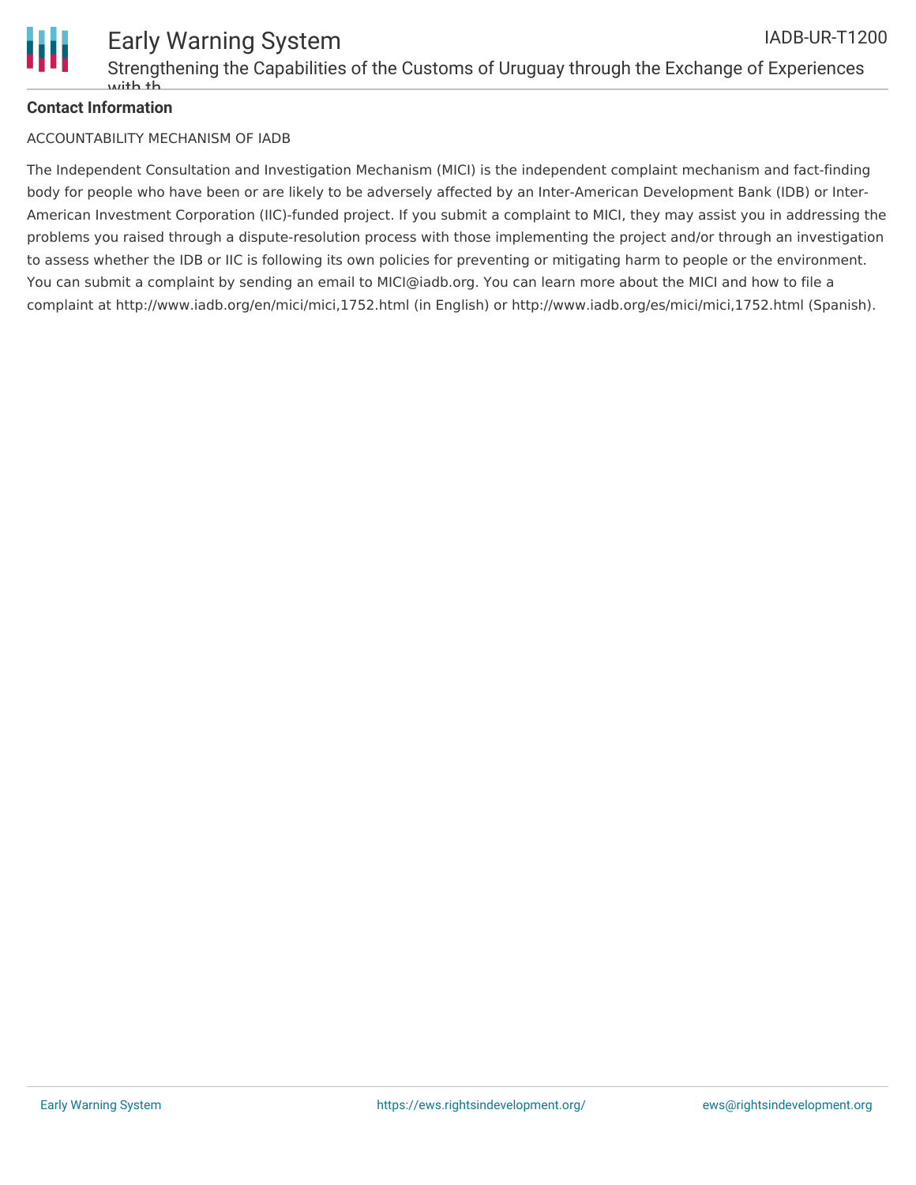**Contact Information**

ACCOUNTABILITY MECHANISM OF IADB

The Independent Consultation and Investigation Mechanism (MICI) is the independent complaint mechanism and fact-finding body for people who have been or are likely to be adversely affected by an Inter-American Development Bank (IDB) or Inter-American Investment Corporation (IIC)-funded project. If you submit a complaint to MICI, they may assist you in addressing the problems you raised through a dispute-resolution process with those implementing the project and/or through an investigation to assess whether the IDB or IIC is following its own policies for preventing or mitigating harm to people or the environment. You can submit a complaint by sending an email to MICI@iadb.org. You can learn more about the MICI and how to file a complaint at http://www.iadb.org/en/mici/mici,1752.html (in English) or http://www.iadb.org/es/mici/mici,1752.html (Spanish).